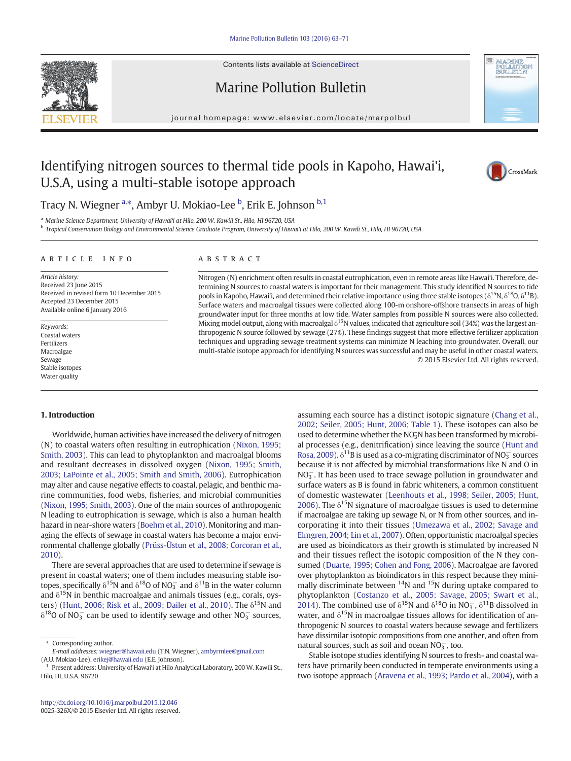# Identifying nitrogen sources to thermal tide pools in Kapoho, Hawai'i, U.S.A, using a multi-stable isotope approach

Tracy N. Wiegner [a,*], Ambyr U. Mokiao-Lee [b], Erik E. Johnson [b,1]

[a] Marine Science Department, University of Hawai'i at Hilo, 200 W. Kawili St., Hilo, HI 96720, USA

[b] Tropical Conservation Biology and Environmental Science Graduate Program, University of Hawai'i at Hilo, 200 W. Kawili St., Hilo, HI 96720, USA

## ARTICLE INFO

*Article history:*
Received 23 June 2015
Received in revised form 10 December 2015
Accepted 23 December 2015
Available online 6 January 2016

*Keywords:*
Coastal waters
Fertilizers
Macroalgae
Sewage
Stable isotopes
Water quality

## ABSTRACT

Nitrogen (N) enrichment often results in coastal eutrophication, even in remote areas like Hawai'i. Therefore, determining N sources to coastal waters is important for their management. This study identified N sources to tide pools in Kapoho, Hawai'i, and determined their relative importance using three stable isotopes ($\delta^{15}N$, $\delta^{18}O$, $\delta^{11}B$). Surface waters and macroalgal tissues were collected along 100-m onshore-offshore transects in areas of high groundwater input for three months at low tide. Water samples from possible N sources were also collected. Mixing model output, along with macroalgal $\delta^{15}N$ values, indicated that agriculture soil (34%) was the largest anthropogenic N source followed by sewage (27%). These findings suggest that more effective fertilizer application techniques and upgrading sewage treatment systems can minimize N leaching into groundwater. Overall, our multi-stable isotope approach for identifying N sources was successful and may be useful in other coastal waters.

© 2015 Elsevier Ltd. All rights reserved.

## 1. Introduction

Worldwide, human activities have increased the delivery of nitrogen (N) to coastal waters often resulting in eutrophication (Nixon, 1995; Smith, 2003). This can lead to phytoplankton and macroalgal blooms and resultant decreases in dissolved oxygen (Nixon, 1995; Smith, 2003; LaPointe et al., 2005; Smith and Smith, 2006). Eutrophication may alter and cause negative effects to coastal, pelagic, and benthic marine communities, food webs, fisheries, and microbial communities (Nixon, 1995; Smith, 2003). One of the main sources of anthropogenic N leading to eutrophication is sewage, which is also a human health hazard in near-shore waters (Boehm et al., 2010). Monitoring and managing the effects of sewage in coastal waters has become a major environmental challenge globally (Prüss-Üstun et al., 2008; Corcoran et al., 2010).

There are several approaches that are used to determine if sewage is present in coastal waters; one of them includes measuring stable isotopes, specifically $\delta^{15}N$ and $\delta^{18}O$ of $NO_3^-$ and $\delta^{11}B$ in the water column and $\delta^{15}N$ in benthic macroalgae and animals tissues (e.g., corals, oysters) (Hunt, 2006; Risk et al., 2009; Dailer et al., 2010). The $\delta^{15}N$ and $\delta^{18}O$ of $NO_3^-$ can be used to identify sewage and other $NO_3^-$ sources, assuming each source has a distinct isotopic signature (Chang et al., 2002; Seiler, 2005; Hunt, 2006; Table 1). These isotopes can also be used to determine whether the $NO_3^-N$ has been transformed by microbial processes (e.g., denitrification) since leaving the source (Hunt and Rosa, 2009). $\delta^{11}B$ is used as a co-migrating discriminator of $NO_3^-$ sources because it is not affected by microbial transformations like N and O in $NO_3^-$. It has been used to trace sewage pollution in groundwater and surface waters as B is found in fabric whiteners, a common constituent of domestic wastewater (Leenhouts et al., 1998; Seiler, 2005; Hunt, 2006). The $\delta^{15}N$ signature of macroalgae tissues is used to determine if macroalgae are taking up sewage N, or N from other sources, and incorporating it into their tissues (Umezawa et al., 2002; Savage and Elmgren, 2004; Lin et al., 2007). Often, opportunistic macroalgal species are used as bioindicators as their growth is stimulated by increased N and their tissues reflect the isotopic composition of the N they consumed (Duarte, 1995; Cohen and Fong, 2006). Macroalgae are favored over phytoplankton as bioindicators in this respect because they minimally discriminate between $^{14}N$ and $^{15}N$ during uptake compared to phytoplankton (Costanzo et al., 2005; Savage, 2005; Swart et al., 2014). The combined use of $\delta^{15}N$ and $\delta^{18}O$ in $NO_3^-$, $\delta^{11}B$ dissolved in water, and $\delta^{15}N$ in macroalgae tissues allows for identification of anthropogenic N sources to coastal waters because sewage and fertilizers have dissimilar isotopic compositions from one another, and often from natural sources, such as soil and ocean $NO_3^-$, too.

Stable isotope studies identifying N sources to fresh- and coastal waters have primarily been conducted in temperate environments using a two isotope approach (Aravena et al., 1993; Pardo et al., 2004), with a

---

\* Corresponding author.
*E-mail addresses:* wiegner@hawaii.edu (T.N. Wiegner), ambyrmlee@gmail.com (A.U. Mokiao-Lee), erikej@hawaii.edu (E.E. Johnson).

[1] Present address: University of Hawai'i at Hilo Analytical Laboratory, 200 W. Kawili St., Hilo, HI, U.S.A. 96720

http://dx.doi.org/10.1016/j.marpolbul.2015.12.046
0025-326X/© 2015 Elsevier Ltd. All rights reserved.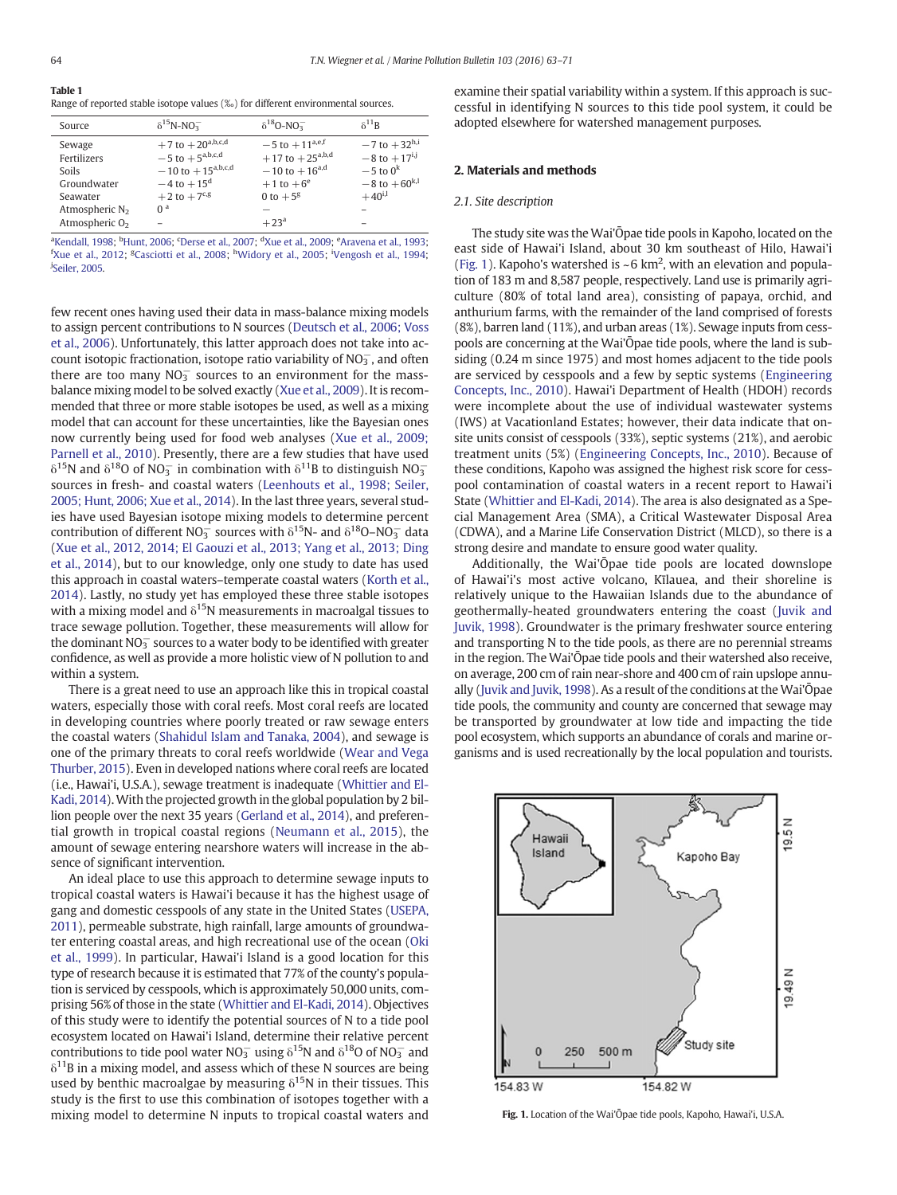**Table 1**
Range of reported stable isotope values (‰) for different environmental sources.

| Source | $\delta^{15}N\text{-}NO_3^-$ | $\delta^{18}O\text{-}NO_3^-$ | $\delta^{11}B$ |
|---|---|---|---|
| Sewage | +7 to +20[a,b,c,d] | −5 to +11[a,e,f] | −7 to +32[h,i] |
| Fertilizers | −5 to +5[a,b,c,d] | +17 to +25[a,b,d] | −8 to +17[i,j] |
| Soils | −10 to +15[a,b,c,d] | −10 to +16[a,d] | −5 to 0[k] |
| Groundwater | −4 to +15[d] | +1 to +6[e] | −8 to +60[k,l] |
| Seawater | +2 to +7[c,g] | 0 to +5[g] | +40[i,l] |
| Atmospheric $N_2$ | 0 [a] | – | – |
| Atmospheric $O_2$ | – | +23[a] | – |

[a]Kendall, 1998; [b]Hunt, 2006; [c]Derse et al., 2007; [d]Xue et al., 2009; [e]Aravena et al., 1993; [f]Xue et al., 2012; [g]Casciotti et al., 2008; [h]Widory et al., 2005; [i]Vengosh et al., 1994; [j]Seiler, 2005.

few recent ones having used their data in mass-balance mixing models to assign percent contributions to N sources (Deutsch et al., 2006; Voss et al., 2006). Unfortunately, this latter approach does not take into account isotopic fractionation, isotope ratio variability of $NO_3^-$, and often there are too many $NO_3^-$ sources to an environment for the mass-balance mixing model to be solved exactly (Xue et al., 2009). It is recommended that three or more stable isotopes be used, as well as a mixing model that can account for these uncertainties, like the Bayesian ones now currently being used for food web analyses (Xue et al., 2009; Parnell et al., 2010). Presently, there are a few studies that have used $\delta^{15}N$ and $\delta^{18}O$ of $NO_3^-$ in combination with $\delta^{11}B$ to distinguish $NO_3^-$ sources in fresh- and coastal waters (Leenhouts et al., 1998; Seiler, 2005; Hunt, 2006; Xue et al., 2014). In the last three years, several studies have used Bayesian isotope mixing models to determine percent contribution of different $NO_3^-$ sources with $\delta^{15}N$- and $\delta^{18}O\text{–}NO_3^-$ data (Xue et al., 2012, 2014; El Gaouzi et al., 2013; Yang et al., 2013; Ding et al., 2014), but to our knowledge, only one study to date has used this approach in coastal waters–temperate coastal waters (Korth et al., 2014). Lastly, no study yet has employed these three stable isotopes with a mixing model and $\delta^{15}N$ measurements in macroalgal tissues to trace sewage pollution. Together, these measurements will allow for the dominant $NO_3^-$ sources to a water body to be identified with greater confidence, as well as provide a more holistic view of N pollution to and within a system.

There is a great need to use an approach like this in tropical coastal waters, especially those with coral reefs. Most coral reefs are located in developing countries where poorly treated or raw sewage enters the coastal waters (Shahidul Islam and Tanaka, 2004), and sewage is one of the primary threats to coral reefs worldwide (Wear and Vega Thurber, 2015). Even in developed nations where coral reefs are located (i.e., Hawai'i, U.S.A.), sewage treatment is inadequate (Whittier and El-Kadi, 2014). With the projected growth in the global population by 2 billion people over the next 35 years (Gerland et al., 2014), and preferential growth in tropical coastal regions (Neumann et al., 2015), the amount of sewage entering nearshore waters will increase in the absence of significant intervention.

An ideal place to use this approach to determine sewage inputs to tropical coastal waters is Hawai'i because it has the highest usage of gang and domestic cesspools of any state in the United States (USEPA, 2011), permeable substrate, high rainfall, large amounts of groundwater entering coastal areas, and high recreational use of the ocean (Oki et al., 1999). In particular, Hawai'i Island is a good location for this type of research because it is estimated that 77% of the county's population is serviced by cesspools, which is approximately 50,000 units, comprising 56% of those in the state (Whittier and El-Kadi, 2014). Objectives of this study were to identify the potential sources of N to a tide pool ecosystem located on Hawai'i Island, determine their relative percent contributions to tide pool water $NO_3^-$ using $\delta^{15}N$ and $\delta^{18}O$ of $NO_3^-$ and $\delta^{11}B$ in a mixing model, and assess which of these N sources are being used by benthic macroalgae by measuring $\delta^{15}N$ in their tissues. This study is the first to use this combination of isotopes together with a mixing model to determine N inputs to tropical coastal waters and examine their spatial variability within a system. If this approach is successful in identifying N sources to this tide pool system, it could be adopted elsewhere for watershed management purposes.

## 2. Materials and methods

### 2.1. Site description

The study site was the Wai'Ōpae tide pools in Kapoho, located on the east side of Hawai'i Island, about 30 km southeast of Hilo, Hawai'i (Fig. 1). Kapoho's watershed is ~6 km², with an elevation and population of 183 m and 8,587 people, respectively. Land use is primarily agriculture (80% of total land area), consisting of papaya, orchid, and anthurium farms, with the remainder of the land comprised of forests (8%), barren land (11%), and urban areas (1%). Sewage inputs from cesspools are concerning at the Wai'Ōpae tide pools, where the land is subsiding (0.24 m since 1975) and most homes adjacent to the tide pools are serviced by cesspools and a few by septic systems (Engineering Concepts, Inc., 2010). Hawai'i Department of Health (HDOH) records were incomplete about the use of individual wastewater systems (IWS) at Vacationland Estates; however, their data indicate that on-site units consist of cesspools (33%), septic systems (21%), and aerobic treatment units (5%) (Engineering Concepts, Inc., 2010). Because of these conditions, Kapoho was assigned the highest risk score for cesspool contamination of coastal waters in a recent report to Hawai'i State (Whittier and El-Kadi, 2014). The area is also designated as a Special Management Area (SMA), a Critical Wastewater Disposal Area (CDWA), and a Marine Life Conservation District (MLCD), so there is a strong desire and mandate to ensure good water quality.

Additionally, the Wai'Ōpae tide pools are located downslope of Hawai'i's most active volcano, Kīlauea, and their shoreline is relatively unique to the Hawaiian Islands due to the abundance of geothermally-heated groundwaters entering the coast (Juvik and Juvik, 1998). Groundwater is the primary freshwater source entering and transporting N to the tide pools, as there are no perennial streams in the region. The Wai'Ōpae tide pools and their watershed also receive, on average, 200 cm of rain near-shore and 400 cm of rain upslope annually (Juvik and Juvik, 1998). As a result of the conditions at the Wai'Ōpae tide pools, the community and county are concerned that sewage may be transported by groundwater at low tide and impacting the tide pool ecosystem, which supports an abundance of corals and marine organisms and is used recreationally by the local population and tourists.

**Fig. 1.** Location of the Wai'Ōpae tide pools, Kapoho, Hawai'i, U.S.A.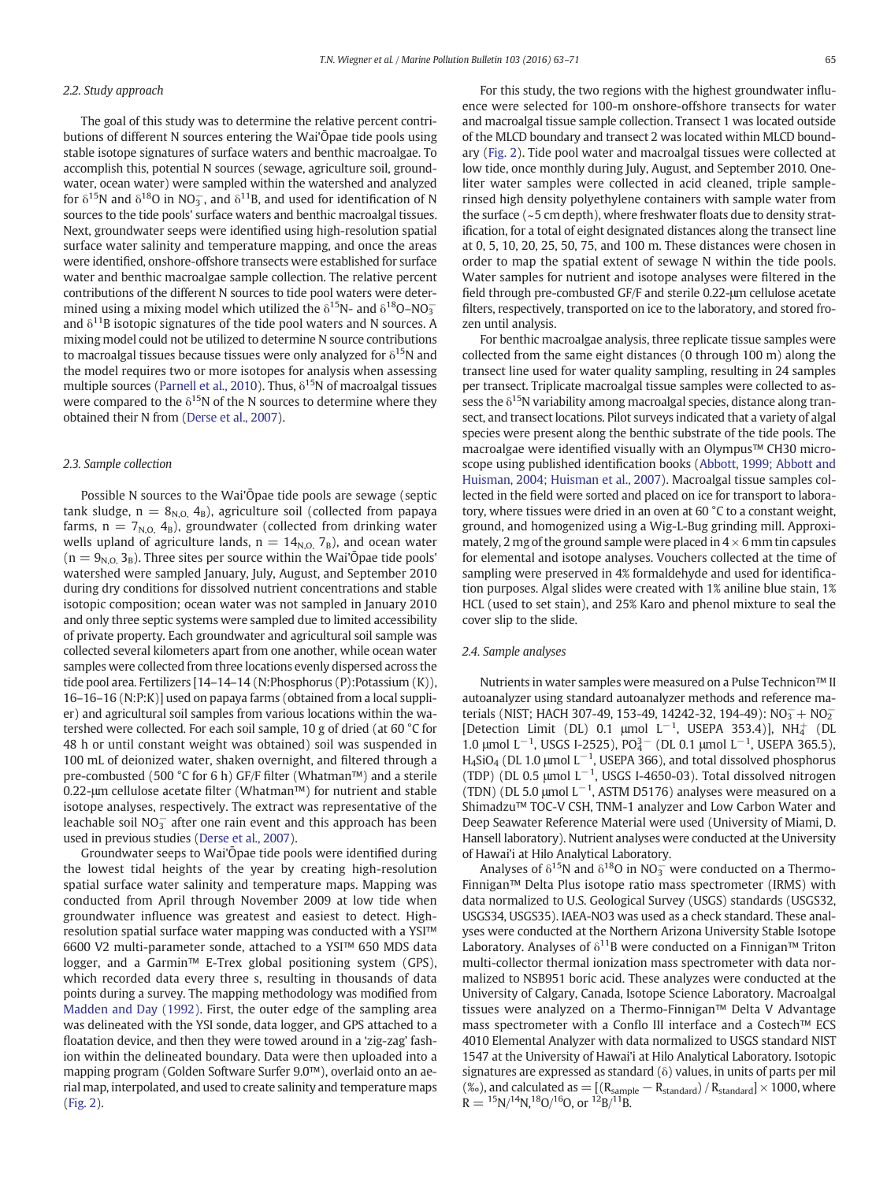### 2.2. Study approach

The goal of this study was to determine the relative percent contributions of different N sources entering the Wai'Ōpae tide pools using stable isotope signatures of surface waters and benthic macroalgae. To accomplish this, potential N sources (sewage, agriculture soil, groundwater, ocean water) were sampled within the watershed and analyzed for $\delta^{15}N$ and $\delta^{18}O$ in $NO_3^-$, and $\delta^{11}B$, and used for identification of N sources to the tide pools' surface waters and benthic macroalgal tissues. Next, groundwater seeps were identified using high-resolution spatial surface water salinity and temperature mapping, and once the areas were identified, onshore-offshore transects were established for surface water and benthic macroalgae sample collection. The relative percent contributions of the different N sources to tide pool waters were determined using a mixing model which utilized the $\delta^{15}N$- and $\delta^{18}O$–$NO_3^-$ and $\delta^{11}B$ isotopic signatures of the tide pool waters and N sources. A mixing model could not be utilized to determine N source contributions to macroalgal tissues because tissues were only analyzed for $\delta^{15}N$ and the model requires two or more isotopes for analysis when assessing multiple sources (Parnell et al., 2010). Thus, $\delta^{15}N$ of macroalgal tissues were compared to the $\delta^{15}N$ of the N sources to determine where they obtained their N from (Derse et al., 2007).

### 2.3. Sample collection

Possible N sources to the Wai'Ōpae tide pools are sewage (septic tank sludge, $n = 8_{N,O,}\ 4_B$), agriculture soil (collected from papaya farms, $n = 7_{N,O,}\ 4_B$), groundwater (collected from drinking water wells upland of agriculture lands, $n = 14_{N,O,}\ 7_B$), and ocean water ($n = 9_{N,O,}\ 3_B$). Three sites per source within the Wai'Ōpae tide pools' watershed were sampled January, July, August, and September 2010 during dry conditions for dissolved nutrient concentrations and stable isotopic composition; ocean water was not sampled in January 2010 and only three septic systems were sampled due to limited accessibility of private property. Each groundwater and agricultural soil sample was collected several kilometers apart from one another, while ocean water samples were collected from three locations evenly dispersed across the tide pool area. Fertilizers [14–14–14 (N:Phosphorus (P):Potassium (K)), 16–16–16 (N:P:K)] used on papaya farms (obtained from a local supplier) and agricultural soil samples from various locations within the watershed were collected. For each soil sample, 10 g of dried (at 60 °C for 48 h or until constant weight was obtained) soil was suspended in 100 mL of deionized water, shaken overnight, and filtered through a pre-combusted (500 °C for 6 h) GF/F filter (Whatman™) and a sterile 0.22-μm cellulose acetate filter (Whatman™) for nutrient and stable isotope analyses, respectively. The extract was representative of the leachable soil $NO_3^-$ after one rain event and this approach has been used in previous studies (Derse et al., 2007).

Groundwater seeps to Wai'Ōpae tide pools were identified during the lowest tidal heights of the year by creating high-resolution spatial surface water salinity and temperature maps. Mapping was conducted from April through November 2009 at low tide when groundwater influence was greatest and easiest to detect. High-resolution spatial surface water mapping was conducted with a YSI™ 6600 V2 multi-parameter sonde, attached to a YSI™ 650 MDS data logger, and a Garmin™ E-Trex global positioning system (GPS), which recorded data every three s, resulting in thousands of data points during a survey. The mapping methodology was modified from Madden and Day (1992). First, the outer edge of the sampling area was delineated with the YSI sonde, data logger, and GPS attached to a floatation device, and then they were towed around in a 'zig-zag' fashion within the delineated boundary. Data were then uploaded into a mapping program (Golden Software Surfer 9.0™), overlaid onto an aerial map, interpolated, and used to create salinity and temperature maps (Fig. 2).

For this study, the two regions with the highest groundwater influence were selected for 100-m onshore-offshore transects for water and macroalgal tissue sample collection. Transect 1 was located outside of the MLCD boundary and transect 2 was located within MLCD boundary (Fig. 2). Tide pool water and macroalgal tissues were collected at low tide, once monthly during July, August, and September 2010. One-liter water samples were collected in acid cleaned, triple sample-rinsed high density polyethylene containers with sample water from the surface (~5 cm depth), where freshwater floats due to density stratification, for a total of eight designated distances along the transect line at 0, 5, 10, 20, 25, 50, 75, and 100 m. These distances were chosen in order to map the spatial extent of sewage N within the tide pools. Water samples for nutrient and isotope analyses were filtered in the field through pre-combusted GF/F and sterile 0.22-μm cellulose acetate filters, respectively, transported on ice to the laboratory, and stored frozen until analysis.

For benthic macroalgae analysis, three replicate tissue samples were collected from the same eight distances (0 through 100 m) along the transect line used for water quality sampling, resulting in 24 samples per transect. Triplicate macroalgal tissue samples were collected to assess the $\delta^{15}N$ variability among macroalgal species, distance along transect, and transect locations. Pilot surveys indicated that a variety of algal species were present along the benthic substrate of the tide pools. The macroalgae were identified visually with an Olympus™ CH30 microscope using published identification books (Abbott, 1999; Abbott and Huisman, 2004; Huisman et al., 2007). Macroalgal tissue samples collected in the field were sorted and placed on ice for transport to laboratory, where tissues were dried in an oven at 60 °C to a constant weight, ground, and homogenized using a Wig-L-Bug grinding mill. Approximately, 2 mg of the ground sample were placed in 4 × 6 mm tin capsules for elemental and isotope analyses. Vouchers collected at the time of sampling were preserved in 4% formaldehyde and used for identification purposes. Algal slides were created with 1% aniline blue stain, 1% HCL (used to set stain), and 25% Karo and phenol mixture to seal the cover slip to the slide.

### 2.4. Sample analyses

Nutrients in water samples were measured on a Pulse Technicon™ II autoanalyzer using standard autoanalyzer methods and reference materials (NIST; HACH 307-49, 153-49, 14242-32, 194-49): $NO_3^- + NO_2^-$ [Detection Limit (DL) 0.1 μmol $L^{-1}$, USEPA 353.4)], $NH_4^+$ (DL 1.0 μmol $L^{-1}$, USGS I-2525), $PO_4^{3-}$ (DL 0.1 μmol $L^{-1}$, USEPA 365.5), $H_4SiO_4$ (DL 1.0 μmol $L^{-1}$, USEPA 366), and total dissolved phosphorus (TDP) (DL 0.5 μmol $L^{-1}$, USGS I-4650-03). Total dissolved nitrogen (TDN) (DL 5.0 μmol $L^{-1}$, ASTM D5176) analyses were measured on a Shimadzu™ TOC-V CSH, TNM-1 analyzer and Low Carbon Water and Deep Seawater Reference Material were used (University of Miami, D. Hansell laboratory). Nutrient analyses were conducted at the University of Hawai'i at Hilo Analytical Laboratory.

Analyses of $\delta^{15}N$ and $\delta^{18}O$ in $NO_3^-$ were conducted on a Thermo-Finnigan™ Delta Plus isotope ratio mass spectrometer (IRMS) with data normalized to U.S. Geological Survey (USGS) standards (USGS32, USGS34, USGS35). IAEA-NO3 was used as a check standard. These analyses were conducted at the Northern Arizona University Stable Isotope Laboratory. Analyses of $\delta^{11}B$ were conducted on a Finnigan™ Triton multi-collector thermal ionization mass spectrometer with data normalized to NSB951 boric acid. These analyzes were conducted at the University of Calgary, Canada, Isotope Science Laboratory. Macroalgal tissues were analyzed on a Thermo-Finnigan™ Delta V Advantage mass spectrometer with a Conflo III interface and a Costech™ ECS 4010 Elemental Analyzer with data normalized to USGS standard NIST 1547 at the University of Hawai'i at Hilo Analytical Laboratory. Isotopic signatures are expressed as standard (δ) values, in units of parts per mil (‰), and calculated as $= [(R_{sample} - R_{standard}) / R_{standard}] \times 1000$, where $R = {}^{15}N/{}^{14}N, {}^{18}O/{}^{16}O$, or ${}^{12}B/{}^{11}B$.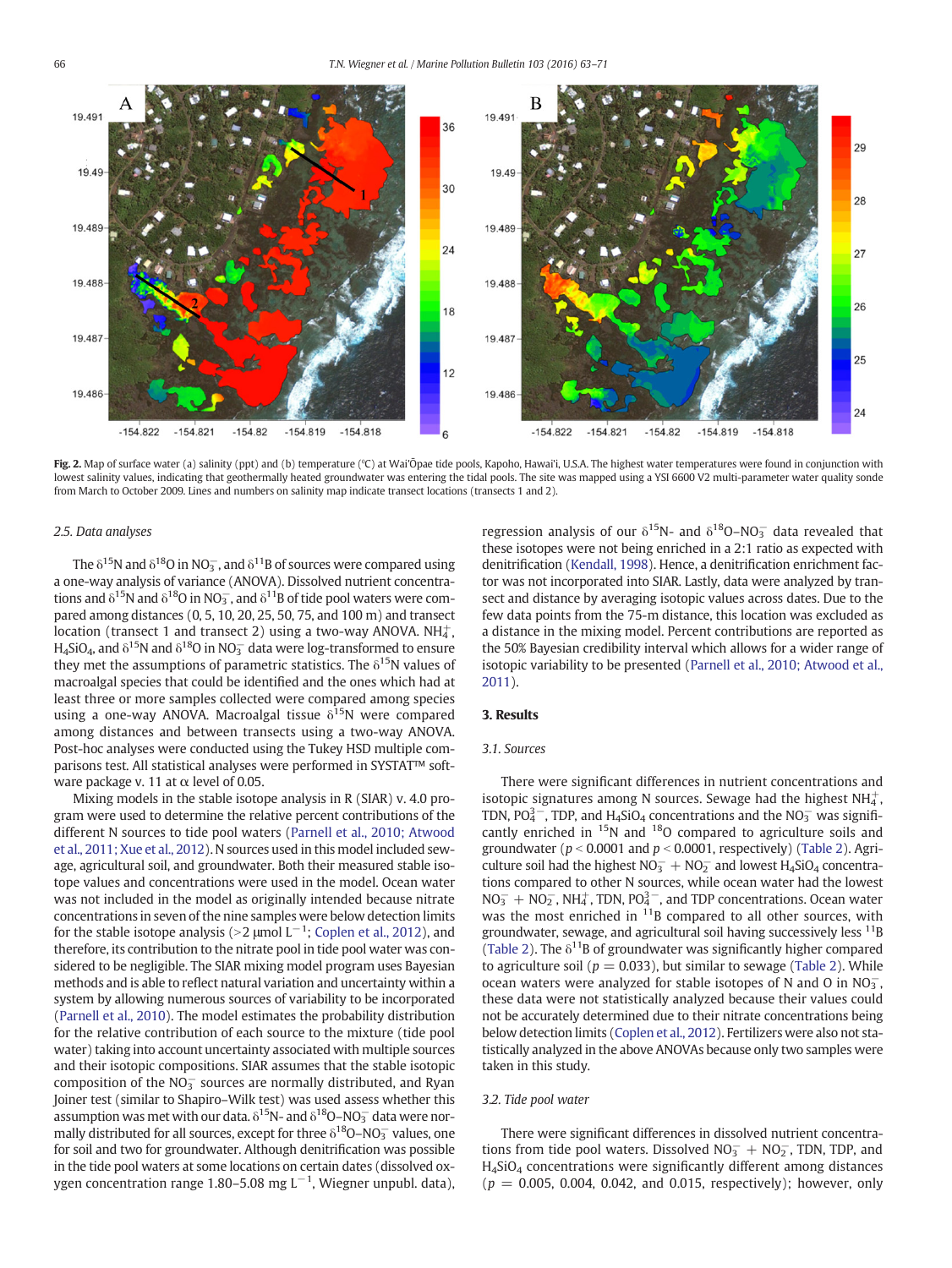Fig. 2. Map of surface water (a) salinity (ppt) and (b) temperature (°C) at Wai'Ōpae tide pools, Kapoho, Hawai'i, U.S.A. The highest water temperatures were found in conjunction with lowest salinity values, indicating that geothermally heated groundwater was entering the tidal pools. The site was mapped using a YSI 6600 V2 multi-parameter water quality sonde from March to October 2009. Lines and numbers on salinity map indicate transect locations (transects 1 and 2).

### 2.5. Data analyses

The $\delta^{15}N$ and $\delta^{18}O$ in $NO_3^-$, and $\delta^{11}B$ of sources were compared using a one-way analysis of variance (ANOVA). Dissolved nutrient concentrations and $\delta^{15}N$ and $\delta^{18}O$ in $NO_3^-$, and $\delta^{11}B$ of tide pool waters were compared among distances (0, 5, 10, 20, 25, 50, 75, and 100 m) and transect location (transect 1 and transect 2) using a two-way ANOVA. $NH_4^+$, $H_4SiO_4$, and $\delta^{15}N$ and $\delta^{18}O$ in $NO_3^-$ data were log-transformed to ensure they met the assumptions of parametric statistics. The $\delta^{15}N$ values of macroalgal species that could be identified and the ones which had at least three or more samples collected were compared among species using a one-way ANOVA. Macroalgal tissue $\delta^{15}N$ were compared among distances and between transects using a two-way ANOVA. Post-hoc analyses were conducted using the Tukey HSD multiple comparisons test. All statistical analyses were performed in SYSTAT™ software package v. 11 at α level of 0.05.

Mixing models in the stable isotope analysis in R (SIAR) v. 4.0 program were used to determine the relative percent contributions of the different N sources to tide pool waters (Parnell et al., 2010; Atwood et al., 2011; Xue et al., 2012). N sources used in this model included sewage, agricultural soil, and groundwater. Both their measured stable isotope values and concentrations were used in the model. Ocean water was not included in the model as originally intended because nitrate concentrations in seven of the nine samples were below detection limits for the stable isotope analysis (>2 μmol $L^{-1}$; Coplen et al., 2012), and therefore, its contribution to the nitrate pool in tide pool water was considered to be negligible. The SIAR mixing model program uses Bayesian methods and is able to reflect natural variation and uncertainty within a system by allowing numerous sources of variability to be incorporated (Parnell et al., 2010). The model estimates the probability distribution for the relative contribution of each source to the mixture (tide pool water) taking into account uncertainty associated with multiple sources and their isotopic compositions. SIAR assumes that the stable isotopic composition of the $NO_3^-$ sources are normally distributed, and Ryan Joiner test (similar to Shapiro–Wilk test) was used assess whether this assumption was met with our data. $\delta^{15}N$- and $\delta^{18}O$–$NO_3^-$ data were normally distributed for all sources, except for three $\delta^{18}O$–$NO_3^-$ values, one for soil and two for groundwater. Although denitrification was possible in the tide pool waters at some locations on certain dates (dissolved oxygen concentration range 1.80–5.08 mg $L^{-1}$, Wiegner unpubl. data), regression analysis of our $\delta^{15}N$- and $\delta^{18}O$–$NO_3^-$ data revealed that these isotopes were not being enriched in a 2:1 ratio as expected with denitrification (Kendall, 1998). Hence, a denitrification enrichment factor was not incorporated into SIAR. Lastly, data were analyzed by transect and distance by averaging isotopic values across dates. Due to the few data points from the 75-m distance, this location was excluded as a distance in the mixing model. Percent contributions are reported as the 50% Bayesian credibility interval which allows for a wider range of isotopic variability to be presented (Parnell et al., 2010; Atwood et al., 2011).

## 3. Results

### 3.1. Sources

There were significant differences in nutrient concentrations and isotopic signatures among N sources. Sewage had the highest $NH_4^+$, TDN, $PO_4^{3-}$, TDP, and $H_4SiO_4$ concentrations and the $NO_3^-$ was significantly enriched in $^{15}N$ and $^{18}O$ compared to agriculture soils and groundwater ($p < 0.0001$ and $p < 0.0001$, respectively) (Table 2). Agriculture soil had the highest $NO_3^- + NO_2^-$ and lowest $H_4SiO_4$ concentrations compared to other N sources, while ocean water had the lowest $NO_3^- + NO_2^-$, $NH_4^+$, TDN, $PO_4^{3-}$, and TDP concentrations. Ocean water was the most enriched in $^{11}B$ compared to all other sources, with groundwater, sewage, and agricultural soil having successively less $^{11}B$ (Table 2). The $\delta^{11}B$ of groundwater was significantly higher compared to agriculture soil ($p = 0.033$), but similar to sewage (Table 2). While ocean waters were analyzed for stable isotopes of N and O in $NO_3^-$, these data were not statistically analyzed because their values could not be accurately determined due to their nitrate concentrations being below detection limits (Coplen et al., 2012). Fertilizers were also not statistically analyzed in the above ANOVAs because only two samples were taken in this study.

### 3.2. Tide pool water

There were significant differences in dissolved nutrient concentrations from tide pool waters. Dissolved $NO_3^- + NO_2^-$, TDN, TDP, and $H_4SiO_4$ concentrations were significantly different among distances ($p = 0.005$, 0.004, 0.042, and 0.015, respectively); however, only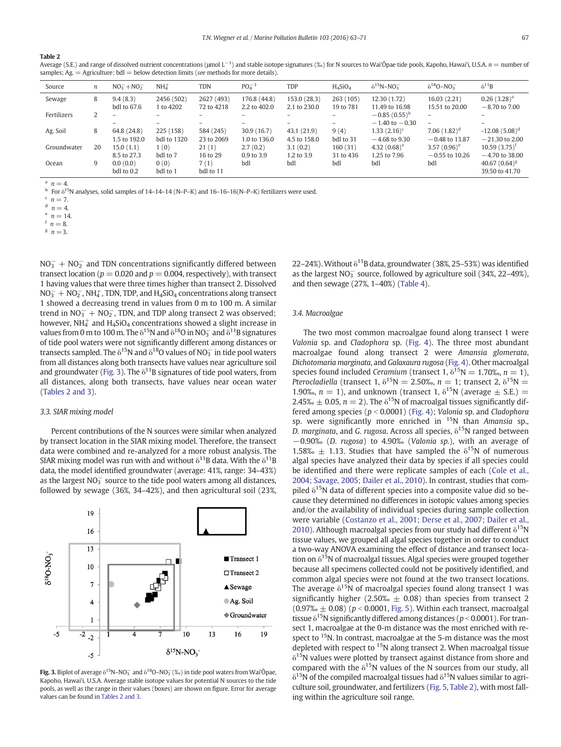**Table 2**
Average (S.E.) and range of dissolved nutrient concentrations (μmol $L^{-1}$) and stable isotope signatures (‰) for N sources to Wai'Ōpae tide pools, Kapoho, Hawai'i, U.S.A. $n$ = number of samples; Ag. = Agriculture; bdl = below detection limits (*see* methods for more details).

| Source | $n$ | $NO_3^- + NO_2^-$ | $NH_4^+$ | TDN | $PO_4^{-3}$ | TDP | $H_4SiO_4$ | $\delta^{15}N–NO_3^-$ | $\delta^{18}O–NO_3^-$ | $\delta^{11}B$ |
|---|---|---|---|---|---|---|---|---|---|---|
| Sewage | 8 | 9.4 (8.3) | 2456 (502) | 2627 (493) | 176.8 (44.8) | 153.0 (28.3) | 263 (105) | 12.30 (1.72) | 16.03 (2.21) | 0.26 (3.28)[a] |
| | | bdl to 67.6 | 1 to 4202 | 72 to 4218 | 2.2 to 402.0 | 2.1 to 230.0 | 19 to 781 | 11.49 to 16.98 | 15.51 to 20.00 | −8.70 to 7.00 |
| Fertilizers | 2 | – | – | – | – | – | – | −0.85 (0.55)[b] | – | – |
| | | – | – | – | – | – | – | −1.40 to −0.30 | – | – |
| Ag. Soil | 8 | 64.8 (24.8) | 225 (158) | 584 (245) | 30.9 (16.7) | 43.1 (21.9) | 9 (4) | 1.33 (2.16)[c] | 7.06 (1.82)[d] | -12.08 (5.08)[d] |
| | | 1.5 to 192.0 | bdl to 1320 | 23 to 2069 | 1.0 to 136.0 | 4.5 to 158.0 | bdl to 31 | −4.68 to 9.30 | −0.48 to 13.87 | −21.30 to 2.00 |
| Groundwater | 20 | 15.0 (1.1) | 1 (0) | 21 (1) | 2.7 (0.2) | 3.1 (0.2) | 160 (31) | 4.32 (0.68)[e] | 3.57 (0.96)[e] | 10.59 (3.75)[f] |
| | | 8.5 to 27.3 | bdl to 7 | 16 to 29 | 0.9 to 3.9 | 1.2 to 3.9 | 31 to 436 | 1.25 to 7.96 | −0.55 to 10.26 | −4.70 to 38.00 |
| Ocean | 9 | 0.0 (0.0) | 0 (0) | 7 (1) | bdl | bdl | bdl | bdl | bdl | 40.67 (0.64)[g] |
| | | bdl to 0.2 | bdl to 1 | bdl to 11 | | | | | | 39.50 to 41.70 |

[a] $n = 4$.
[b] For $\delta^{15}N$ analyses, solid samples of 14–14–14 (N–P–K) and 16–16–16(N–P–K) fertilizers were used.
[c] $n = 7$.
[d] $n = 4$.
[e] $n = 14$.
[f] $n = 8$.
[g] $n = 3$.

$NO_3^- + NO_2^-$ and TDN concentrations significantly differed between transect location ($p = 0.020$ and $p = 0.004$, respectively), with transect 1 having values that were three times higher than transect 2. Dissolved $NO_3^- + NO_2^-$, $NH_4^+$, TDN, TDP, and $H_4SiO_4$ concentrations along transect 1 showed a decreasing trend in values from 0 m to 100 m. A similar trend in $NO_3^- + NO_2^-$, TDN, and TDP along transect 2 was observed; however, $NH_4^+$ and $H_4SiO_4$ concentrations showed a slight increase in values from 0 m to 100 m. The $\delta^{15}N$ and $\delta^{18}O$ in $NO_3^-$ and $\delta^{11}B$ signatures of tide pool waters were not significantly different among distances or transects sampled. The $\delta^{15}N$ and $\delta^{18}O$ values of $NO_3^-$ in tide pool waters from all distances along both transects have values near agriculture soil and groundwater (Fig. 3). The $\delta^{11}B$ signatures of tide pool waters, from all distances, along both transects, have values near ocean water (Tables 2 and 3).

### 3.3. SIAR mixing model

Percent contributions of the N sources were similar when analyzed by transect location in the SIAR mixing model. Therefore, the transect data were combined and re-analyzed for a more robust analysis. The SIAR mixing model was run with and without $\delta^{11}B$ data. With the $\delta^{11}B$ data, the model identified groundwater (average: 41%, range: 34–43%) as the largest $NO_3^-$ source to the tide pool waters among all distances, followed by sewage (36%, 34–42%), and then agricultural soil (23%, 22–24%). Without $\delta^{11}B$ data, groundwater (38%, 25–53%) was identified as the largest $NO_3^-$ source, followed by agriculture soil (34%, 22–49%), and then sewage (27%, 1–40%) (Table 4).

**Fig. 3.** Biplot of average $\delta^{15}N–NO_3^-$ and $\delta^{18}O–NO_3^-$ (‰) in tide pool waters from Wai'Ōpae, Kapoho, Hawai'i, U.S.A. Average stable isotope values for potential N sources to the tide pools, as well as the range in their values (boxes) are shown on figure. Error for average values can be found in Tables 2 and 3.

### 3.4. Macroalgae

The two most common macroalgae found along transect 1 were *Valonia* sp. and *Cladophora* sp. (Fig. 4). The three most abundant macroalgae found along transect 2 were *Amansia glomerata*, *Dichotomaria marginata*, and *Galaxaura rugosa* (Fig. 4). Other macroalgal species found included *Ceramium* (transect 1, $\delta^{15}N = 1.70‰$, $n = 1$), *Pterocladiella* (transect 1, $\delta^{15}N = 2.50‰$, $n = 1$; transect 2, $\delta^{15}N = 1.90‰$, $n = 1$), and unknown (transect 1, $\delta^{15}N$ (average ± S.E.) = 2.45‰ ± 0.05, $n = 2$). The $\delta^{15}N$ of macroalgal tissues significantly differed among species ($p < 0.0001$) (Fig. 4); *Valonia* sp. and *Cladophora* sp. were significantly more enriched in $^{15}N$ than *Amansia* sp., *D. marginata*, and *G. rugosa*. Across all species, $\delta^{15}N$ ranged between −0.90‰ (*D. rugosa*) to 4.90‰ (*Valonia sp.*), with an average of 1.58‰ ± 1.13. Studies that have sampled the $\delta^{15}N$ of numerous algal species have analyzed their data by species if all species could be identified and there were replicate samples of each (Cole et al., 2004; Savage, 2005; Dailer et al., 2010). In contrast, studies that compiled $\delta^{15}N$ data of different species into a composite value did so because they determined no differences in isotopic values among species and/or the availability of individual species during sample collection were variable (Costanzo et al., 2001; Derse et al., 2007; Dailer et al., 2010). Although macroalgal species from our study had different $\delta^{15}N$ tissue values, we grouped all algal species together in order to conduct a two-way ANOVA examining the effect of distance and transect location on $\delta^{15}N$ of macroalgal tissues. Algal species were grouped together because all specimens collected could not be positively identified, and common algal species were not found at the two transect locations. The average $\delta^{15}N$ of macroalgal species found along transect 1 was significantly higher (2.50‰ ± 0.08) than species from transect 2 (0.97‰ ± 0.08) ($p < 0.0001$, Fig. 5). Within each transect, macroalgal tissue $\delta^{15}N$ significantly differed among distances ($p < 0.0001$). For transect 1, macroalgae at the 0-m distance was the most enriched with respect to $^{15}N$. In contrast, macroalgae at the 5-m distance was the most depleted with respect to $^{15}N$ along transect 2. When macroalgal tissue $\delta^{15}N$ values were plotted by transect against distance from shore and compared with the $\delta^{15}N$ values of the N sources from our study, all $\delta^{15}N$ of the compiled macroalgal tissues had $\delta^{15}N$ values similar to agriculture soil, groundwater, and fertilizers (Fig. 5, Table 2), with most falling within the agriculture soil range.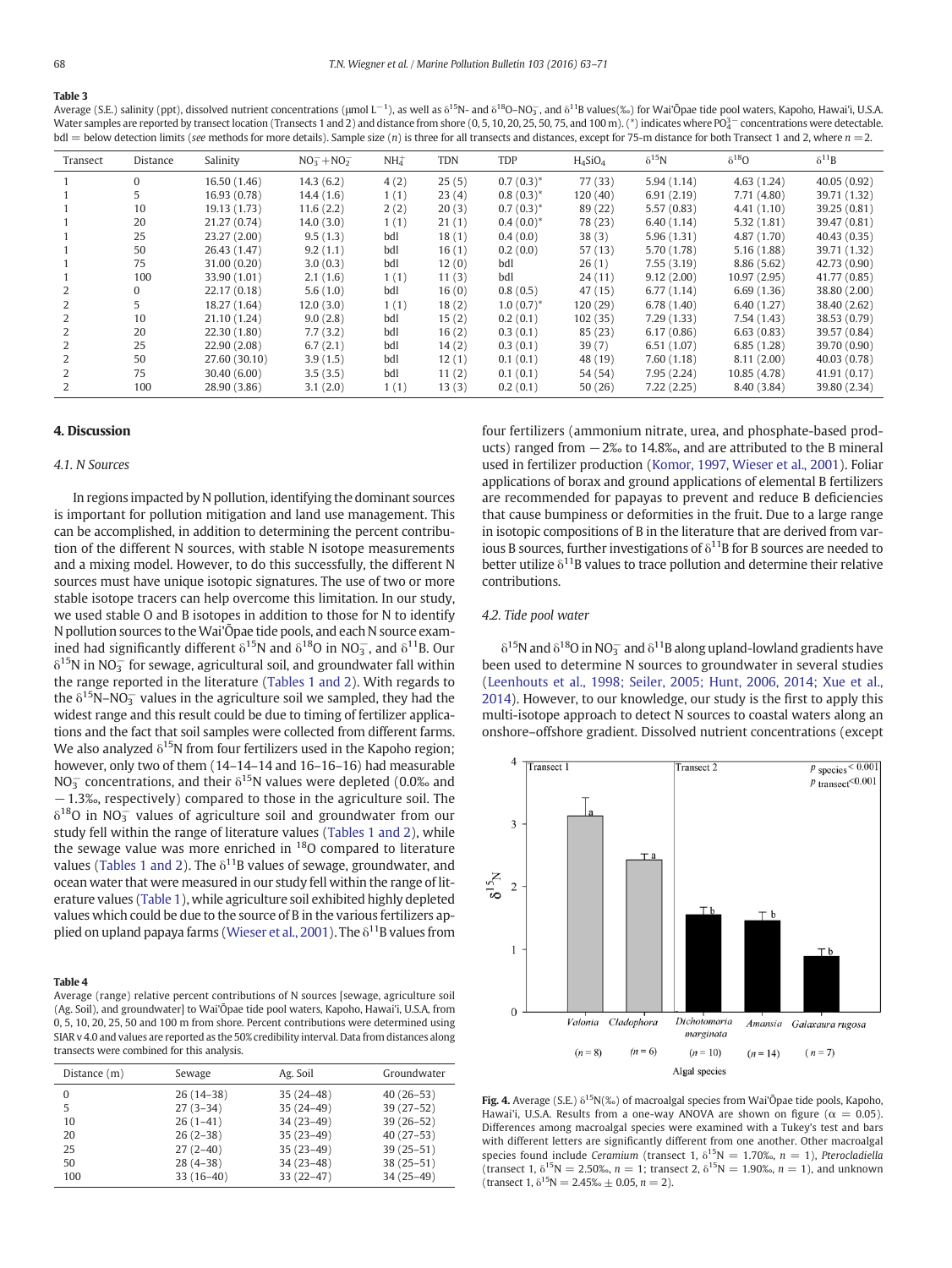**Table 3**
Average (S.E.) salinity (ppt), dissolved nutrient concentrations (μmol $L^{-1}$), as well as $\delta^{15}N$- and $\delta^{18}O$–$NO_3^-$, and $\delta^{11}B$ values(‰) for Wai'Ōpae tide pool waters, Kapoho, Hawai'i, U.S.A. Water samples are reported by transect location (Transects 1 and 2) and distance from shore (0, 5, 10, 20, 25, 50, 75, and 100 m). (*) indicates where $PO_4^{3-}$ concentrations were detectable. bdl = below detection limits (*see* methods for more details). Sample size (*n*) is three for all transects and distances, except for 75-m distance for both Transect 1 and 2, where *n* = 2.

| Transect | Distance | Salinity | $NO_3^-+NO_2^-$ | $NH_4^+$ | TDN | TDP | $H_4SiO_4$ | $\delta^{15}N$ | $\delta^{18}O$ | $\delta^{11}B$ |
|---|---|---|---|---|---|---|---|---|---|---|
| 1 | 0 | 16.50 (1.46) | 14.3 (6.2) | 4 (2) | 25 (5) | 0.7 (0.3)* | 77 (33) | 5.94 (1.14) | 4.63 (1.24) | 40.05 (0.92) |
| 1 | 5 | 16.93 (0.78) | 14.4 (1.6) | 1 (1) | 23 (4) | 0.8 (0.3)* | 120 (40) | 6.91 (2.19) | 7.71 (4.80) | 39.71 (1.32) |
| 1 | 10 | 19.13 (1.73) | 11.6 (2.2) | 2 (2) | 20 (3) | 0.7 (0.3)* | 89 (22) | 5.57 (0.83) | 4.41 (1.10) | 39.25 (0.81) |
| 1 | 20 | 21.27 (0.74) | 14.0 (3.0) | 1 (1) | 21 (1) | 0.4 (0.0)* | 78 (23) | 6.40 (1.14) | 5.32 (1.81) | 39.47 (0.81) |
| 1 | 25 | 23.27 (2.00) | 9.5 (1.3) | bdl | 18 (1) | 0.4 (0.0) | 38 (3) | 5.96 (1.31) | 4.87 (1.70) | 40.43 (0.35) |
| 1 | 50 | 26.43 (1.47) | 9.2 (1.1) | bdl | 16 (1) | 0.2 (0.0) | 57 (13) | 5.70 (1.78) | 5.16 (1.88) | 39.71 (1.32) |
| 1 | 75 | 31.00 (0.20) | 3.0 (0.3) | bdl | 12 (0) | bdl | 26 (1) | 7.55 (3.19) | 8.86 (5.62) | 42.73 (0.90) |
| 1 | 100 | 33.90 (1.01) | 2.1 (1.6) | 1 (1) | 11 (3) | bdl | 24 (11) | 9.12 (2.00) | 10.97 (2.95) | 41.77 (0.85) |
| 2 | 0 | 22.17 (0.18) | 5.6 (1.0) | bdl | 16 (0) | 0.8 (0.5) | 47 (15) | 6.77 (1.14) | 6.69 (1.36) | 38.80 (2.00) |
| 2 | 5 | 18.27 (1.64) | 12.0 (3.0) | 1 (1) | 18 (2) | 1.0 (0.7)* | 120 (29) | 6.78 (1.40) | 6.40 (1.27) | 38.40 (2.62) |
| 2 | 10 | 21.10 (1.24) | 9.0 (2.8) | bdl | 15 (2) | 0.2 (0.1) | 102 (35) | 7.29 (1.33) | 7.54 (1.43) | 38.53 (0.79) |
| 2 | 20 | 22.30 (1.80) | 7.7 (3.2) | bdl | 16 (2) | 0.3 (0.1) | 85 (23) | 6.17 (0.86) | 6.63 (0.83) | 39.57 (0.84) |
| 2 | 25 | 22.90 (2.08) | 6.7 (2.1) | bdl | 14 (2) | 0.3 (0.1) | 39 (7) | 6.51 (1.07) | 6.85 (1.28) | 39.70 (0.90) |
| 2 | 50 | 27.60 (30.10) | 3.9 (1.5) | bdl | 12 (1) | 0.1 (0.1) | 48 (19) | 7.60 (1.18) | 8.11 (2.00) | 40.03 (0.78) |
| 2 | 75 | 30.40 (6.00) | 3.5 (3.5) | bdl | 11 (2) | 0.1 (0.1) | 54 (54) | 7.95 (2.24) | 10.85 (4.78) | 41.91 (0.17) |
| 2 | 100 | 28.90 (3.86) | 3.1 (2.0) | 1 (1) | 13 (3) | 0.2 (0.1) | 50 (26) | 7.22 (2.25) | 8.40 (3.84) | 39.80 (2.34) |

## 4. Discussion

### 4.1. N Sources

In regions impacted by N pollution, identifying the dominant sources is important for pollution mitigation and land use management. This can be accomplished, in addition to determining the percent contribution of the different N sources, with stable N isotope measurements and a mixing model. However, to do this successfully, the different N sources must have unique isotopic signatures. The use of two or more stable isotope tracers can help overcome this limitation. In our study, we used stable O and B isotopes in addition to those for N to identify N pollution sources to the Wai'Ōpae tide pools, and each N source examined had significantly different $\delta^{15}N$ and $\delta^{18}O$ in $NO_3^-$, and $\delta^{11}B$. Our $\delta^{15}N$ in $NO_3^-$ for sewage, agricultural soil, and groundwater fall within the range reported in the literature (Tables 1 and 2). With regards to the $\delta^{15}N$–$NO_3^-$ values in the agriculture soil we sampled, they had the widest range and this result could be due to timing of fertilizer applications and the fact that soil samples were collected from different farms. We also analyzed $\delta^{15}N$ from four fertilizers used in the Kapoho region; however, only two of them (14–14–14 and 16–16–16) had measurable $NO_3^-$ concentrations, and their $\delta^{15}N$ values were depleted (0.0‰ and −1.3‰, respectively) compared to those in the agriculture soil. The $\delta^{18}O$ in $NO_3^-$ values of agriculture soil and groundwater from our study fell within the range of literature values (Tables 1 and 2), while the sewage value was more enriched in $^{18}O$ compared to literature values (Tables 1 and 2). The $\delta^{11}B$ values of sewage, groundwater, and ocean water that were measured in our study fell within the range of literature values (Table 1), while agriculture soil exhibited highly depleted values which could be due to the source of B in the various fertilizers applied on upland papaya farms (Wieser et al., 2001). The $\delta^{11}B$ values from four fertilizers (ammonium nitrate, urea, and phosphate-based products) ranged from −2‰ to 14.8‰, and are attributed to the B mineral used in fertilizer production (Komor, 1997, Wieser et al., 2001). Foliar applications of borax and ground applications of elemental B fertilizers are recommended for papayas to prevent and reduce B deficiencies that cause bumpiness or deformities in the fruit. Due to a large range in isotopic compositions of B in the literature that are derived from various B sources, further investigations of $\delta^{11}B$ for B sources are needed to better utilize $\delta^{11}B$ values to trace pollution and determine their relative contributions.

**Table 4**
Average (range) relative percent contributions of N sources [sewage, agriculture soil (Ag. Soil), and groundwater] to Wai'Ōpae tide pool waters, Kapoho, Hawai'i, U.S.A. from 0, 5, 10, 20, 25, 50 and 100 m from shore. Percent contributions were determined using SIAR v 4.0 and values are reported as the 50% credibility interval. Data from distances along transects were combined for this analysis.

| Distance (m) | Sewage | Ag. Soil | Groundwater |
|---|---|---|---|
| 0 | 26 (14–38) | 35 (24–48) | 40 (26–53) |
| 5 | 27 (3–34) | 35 (24–49) | 39 (27–52) |
| 10 | 26 (1–41) | 34 (23–49) | 39 (26–52) |
| 20 | 26 (2–38) | 35 (23–49) | 40 (27–53) |
| 25 | 27 (2–40) | 35 (23–49) | 39 (25–51) |
| 50 | 28 (4–38) | 34 (23–48) | 38 (25–51) |
| 100 | 33 (16–40) | 33 (22–47) | 34 (25–49) |

### 4.2. Tide pool water

$\delta^{15}N$ and $\delta^{18}O$ in $NO_3^-$ and $\delta^{11}B$ along upland-lowland gradients have been used to determine N sources to groundwater in several studies (Leenhouts et al., 1998; Seiler, 2005; Hunt, 2006, 2014; Xue et al., 2014). However, to our knowledge, our study is the first to apply this multi-isotope approach to detect N sources to coastal waters along an onshore–offshore gradient. Dissolved nutrient concentrations (except

**Fig. 4.** Average (S.E.) $\delta^{15}N$(‰) of macroalgal species from Wai'Ōpae tide pools, Kapoho, Hawai'i, U.S.A. Results from a one-way ANOVA are shown on figure ($\alpha$ = 0.05). Differences among macroalgal species were examined with a Tukey's test and bars with different letters are significantly different from one another. Other macroalgal species found include *Ceramium* (transect 1, $\delta^{15}N$ = 1.70‰, *n* = 1), *Pterocladiella* (transect 1, $\delta^{15}N$ = 2.50‰, *n* = 1; transect 2, $\delta^{15}N$ = 1.90‰, *n* = 1), and unknown (transect 1, $\delta^{15}N$ = 2.45‰ ± 0.05, *n* = 2).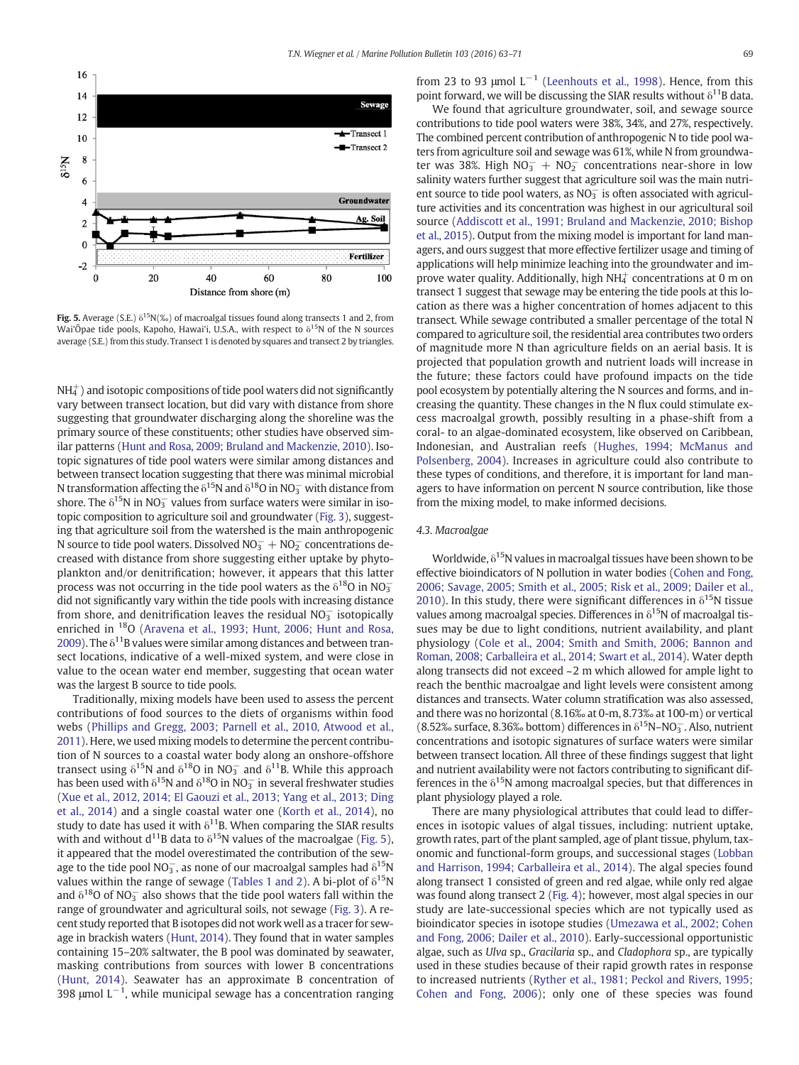Fig. 5. Average (S.E.) $\delta^{15}N$(‰) of macroalgal tissues found along transects 1 and 2, from Wai'Ōpae tide pools, Kapoho, Hawai'i, U.S.A., with respect to $\delta^{15}N$ of the N sources average (S.E.) from this study. Transect 1 is denoted by squares and transect 2 by triangles.

$NH_4^+$) and isotopic compositions of tide pool waters did not significantly vary between transect location, but did vary with distance from shore suggesting that groundwater discharging along the shoreline was the primary source of these constituents; other studies have observed similar patterns (Hunt and Rosa, 2009; Bruland and Mackenzie, 2010). Isotopic signatures of tide pool waters were similar among distances and between transect location suggesting that there was minimal microbial N transformation affecting the $\delta^{15}N$ and $\delta^{18}O$ in $NO_3^-$ with distance from shore. The $\delta^{15}N$ in $NO_3^-$ values from surface waters were similar in isotopic composition to agriculture soil and groundwater (Fig. 3), suggesting that agriculture soil from the watershed is the main anthropogenic N source to tide pool waters. Dissolved $NO_3^- + NO_2^-$ concentrations decreased with distance from shore suggesting either uptake by phytoplankton and/or denitrification; however, it appears that this latter process was not occurring in the tide pool waters as the $\delta^{18}O$ in $NO_3^-$ did not significantly vary within the tide pools with increasing distance from shore, and denitrification leaves the residual $NO_3^-$ isotopically enriched in $^{18}O$ (Aravena et al., 1993; Hunt, 2006; Hunt and Rosa, 2009). The $\delta^{11}B$ values were similar among distances and between transect locations, indicative of a well-mixed system, and were close in value to the ocean water end member, suggesting that ocean water was the largest B source to tide pools.

Traditionally, mixing models have been used to assess the percent contributions of food sources to the diets of organisms within food webs (Phillips and Gregg, 2003; Parnell et al., 2010, Atwood et al., 2011). Here, we used mixing models to determine the percent contribution of N sources to a coastal water body along an onshore-offshore transect using $\delta^{15}N$ and $\delta^{18}O$ in $NO_3^-$ and $\delta^{11}B$. While this approach has been used with $\delta^{15}N$ and $\delta^{18}O$ in $NO_3^-$ in several freshwater studies (Xue et al., 2012, 2014; El Gaouzi et al., 2013; Yang et al., 2013; Ding et al., 2014) and a single coastal water one (Korth et al., 2014), no study to date has used it with $\delta^{11}B$. When comparing the SIAR results with and without $d^{11}B$ data to $\delta^{15}N$ values of the macroalgae (Fig. 5), it appeared that the model overestimated the contribution of the sewage to the tide pool $NO_3^-$, as none of our macroalgal samples had $\delta^{15}N$ values within the range of sewage (Tables 1 and 2). A bi-plot of $\delta^{15}N$ and $\delta^{18}O$ of $NO_3^-$ also shows that the tide pool waters fall within the range of groundwater and agricultural soils, not sewage (Fig. 3). A recent study reported that B isotopes did not work well as a tracer for sewage in brackish waters (Hunt, 2014). They found that in water samples containing 15–20% saltwater, the B pool was dominated by seawater, masking contributions from sources with lower B concentrations (Hunt, 2014). Seawater has an approximate B concentration of 398 μmol $L^{-1}$, while municipal sewage has a concentration ranging from 23 to 93 μmol $L^{-1}$ (Leenhouts et al., 1998). Hence, from this point forward, we will be discussing the SIAR results without $\delta^{11}B$ data.

We found that agriculture groundwater, soil, and sewage source contributions to tide pool waters were 38%, 34%, and 27%, respectively. The combined percent contribution of anthropogenic N to tide pool waters from agriculture soil and sewage was 61%, while N from groundwater was 38%. High $NO_3^- + NO_2^-$ concentrations near-shore in low salinity waters further suggest that agriculture soil was the main nutrient source to tide pool waters, as $NO_3^-$ is often associated with agriculture activities and its concentration was highest in our agricultural soil source (Addiscott et al., 1991; Bruland and Mackenzie, 2010; Bishop et al., 2015). Output from the mixing model is important for land managers, and ours suggest that more effective fertilizer usage and timing of applications will help minimize leaching into the groundwater and improve water quality. Additionally, high $NH_4^+$ concentrations at 0 m on transect 1 suggest that sewage may be entering the tide pools at this location as there was a higher concentration of homes adjacent to this transect. While sewage contributed a smaller percentage of the total N compared to agriculture soil, the residential area contributes two orders of magnitude more N than agriculture fields on an aerial basis. It is projected that population growth and nutrient loads will increase in the future; these factors could have profound impacts on the tide pool ecosystem by potentially altering the N sources and forms, and increasing the quantity. These changes in the N flux could stimulate excess macroalgal growth, possibly resulting in a phase-shift from a coral- to an algae-dominated ecosystem, like observed on Caribbean, Indonesian, and Australian reefs (Hughes, 1994; McManus and Polsenberg, 2004). Increases in agriculture could also contribute to these types of conditions, and therefore, it is important for land managers to have information on percent N source contribution, like those from the mixing model, to make informed decisions.

### 4.3. Macroalgae

Worldwide, $\delta^{15}N$ values in macroalgal tissues have been shown to be effective bioindicators of N pollution in water bodies (Cohen and Fong, 2006; Savage, 2005; Smith et al., 2005; Risk et al., 2009; Dailer et al., 2010). In this study, there were significant differences in $\delta^{15}N$ tissue values among macroalgal species. Differences in $\delta^{15}N$ of macroalgal tissues may be due to light conditions, nutrient availability, and plant physiology (Cole et al., 2004; Smith and Smith, 2006; Bannon and Roman, 2008; Carballeira et al., 2014; Swart et al., 2014). Water depth along transects did not exceed ~2 m which allowed for ample light to reach the benthic macroalgae and light levels were consistent among distances and transects. Water column stratification was also assessed, and there was no horizontal (8.16‰ at 0-m, 8.73‰ at 100-m) or vertical (8.52‰ surface, 8.36‰ bottom) differences in $\delta^{15}N$–$NO_3^-$. Also, nutrient concentrations and isotopic signatures of surface waters were similar between transect location. All three of these findings suggest that light and nutrient availability were not factors contributing to significant differences in the $\delta^{15}N$ among macroalgal species, but that differences in plant physiology played a role.

There are many physiological attributes that could lead to differences in isotopic values of algal tissues, including: nutrient uptake, growth rates, part of the plant sampled, age of plant tissue, phylum, taxonomic and functional-form groups, and successional stages (Lobban and Harrison, 1994; Carballeira et al., 2014). The algal species found along transect 1 consisted of green and red algae, while only red algae was found along transect 2 (Fig. 4); however, most algal species in our study are late-successional species which are not typically used as bioindicator species in isotope studies (Umezawa et al., 2002; Cohen and Fong, 2006; Dailer et al., 2010). Early-successional opportunistic algae, such as *Ulva* sp., *Gracilaria* sp., and *Cladophora* sp., are typically used in these studies because of their rapid growth rates in response to increased nutrients (Ryther et al., 1981; Peckol and Rivers, 1995; Cohen and Fong, 2006); only one of these species was found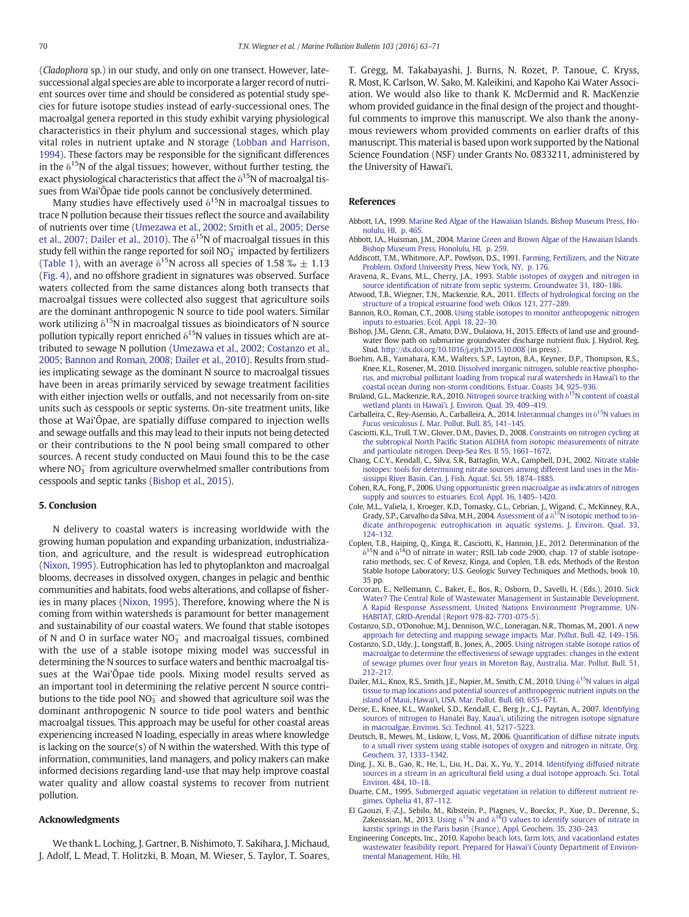(*Cladophora* sp.) in our study, and only on one transect. However, late-successional algal species are able to incorporate a larger record of nutrient sources over time and should be considered as potential study species for future isotope studies instead of early-successional ones. The macroalgal genera reported in this study exhibit varying physiological characteristics in their phylum and successional stages, which play vital roles in nutrient uptake and N storage (Lobban and Harrison, 1994). These factors may be responsible for the significant differences in the $\delta^{15}N$ of the algal tissues; however, without further testing, the exact physiological characteristics that affect the $\delta^{15}N$ of macroalgal tissues from Wai'Ōpae tide pools cannot be conclusively determined.

Many studies have effectively used $\delta^{15}N$ in macroalgal tissues to trace N pollution because their tissues reflect the source and availability of nutrients over time (Umezawa et al., 2002; Smith et al., 2005; Derse et al., 2007; Dailer et al., 2010). The $\delta^{15}N$ of macroalgal tissues in this study fell within the range reported for soil $NO_3^-$ impacted by fertilizers (Table 1), with an average $\delta^{15}N$ across all species of 1.58 ‰ ± 1.13 (Fig. 4), and no offshore gradient in signatures was observed. Surface waters collected from the same distances along both transects that macroalgal tissues were collected also suggest that agriculture soils are the dominant anthropogenic N source to tide pool waters. Similar work utilizing $\delta^{15}N$ in macroalgal tissues as bioindicators of N source pollution typically report enriched $\delta^{15}N$ values in tissues which are attributed to sewage N pollution (Umezawa et al., 2002; Costanzo et al., 2005; Bannon and Roman, 2008; Dailer et al., 2010). Results from studies implicating sewage as the dominant N source to macroalgal tissues have been in areas primarily serviced by sewage treatment facilities with either injection wells or outfalls, and not necessarily from on-site units such as cesspools or septic systems. On-site treatment units, like those at Wai'Ōpae, are spatially diffuse compared to injection wells and sewage outfalls and this may lead to their inputs not being detected or their contributions to the N pool being small compared to other sources. A recent study conducted on Maui found this to be the case where $NO_3^-$ from agriculture overwhelmed smaller contributions from cesspools and septic tanks (Bishop et al., 2015).

## 5. Conclusion

N delivery to coastal waters is increasing worldwide with the growing human population and expanding urbanization, industrialization, and agriculture, and the result is widespread eutrophication (Nixon, 1995). Eutrophication has led to phytoplankton and macroalgal blooms, decreases in dissolved oxygen, changes in pelagic and benthic communities and habitats, food webs alterations, and collapse of fisheries in many places (Nixon, 1995). Therefore, knowing where the N is coming from within watersheds is paramount for better management and sustainability of our coastal waters. We found that stable isotopes of N and O in surface water $NO_3^-$ and macroalgal tissues, combined with the use of a stable isotope mixing model was successful in determining the N sources to surface waters and benthic macroalgal tissues at the Wai'Ōpae tide pools. Mixing model results served as an important tool in determining the relative percent N source contributions to the tide pool $NO_3^-$ and showed that agriculture soil was the dominant anthropogenic N source to tide pool waters and benthic macroalgal tissues. This approach may be useful for other coastal areas experiencing increased N loading, especially in areas where knowledge is lacking on the source(s) of N within the watershed. With this type of information, communities, land managers, and policy makers can make informed decisions regarding land-use that may help improve coastal water quality and allow coastal systems to recover from nutrient pollution.

## Acknowledgments

We thank L. Loching, J. Gartner, B. Nishimoto, T. Sakihara, J. Michaud, J. Adolf, L. Mead, T. Holitzki, B. Moan, M. Wieser, S. Taylor, T. Soares, T. Gregg, M. Takabayashi, J. Burns, N. Rozet, P. Tanoue, C. Kryss, R. Most, K. Carlson, W. Sako, M. Kaleikini, and Kapoho Kai Water Association. We would also like to thank K. McDermid and R. MacKenzie whom provided guidance in the final design of the project and thoughtful comments to improve this manuscript. We also thank the anonymous reviewers whom provided comments on earlier drafts of this manuscript. This material is based upon work supported by the National Science Foundation (NSF) under Grants No. 0833211, administered by the University of Hawai'i.

## References

Abbott, I.A., 1999. Marine Red Algae of the Hawaiian Islands. Bishop Museum Press, Honolulu, HI, p. 465.

Abbott, I.A., Huisman, J.M., 2004. Marine Green and Brown Algae of the Hawaiian Islands. Bishop Museum Press, Honolulu, HI, p. 259.

Addiscott, T.M., Whitmore, A.P., Powlson, D.S., 1991. Farming, Fertilizers, and the Nitrate Problem. Oxford University Press, New York, NY, p. 176.

Aravena, R., Evans, M.L., Cherry, J.A., 1993. Stable isotopes of oxygen and nitrogen in source identification of nitrate from septic systems. Groundwater 31, 180–186.

Atwood, T.B., Wiegner, T.N., Mackenzie, R.A., 2011. Effects of hydrological forcing on the structure of a tropical estuarine food web. Oikos 121, 277–289.

Bannon, R.O., Roman, C.T., 2008. Using stable isotopes to monitor anthropogenic nitrogen inputs to estuaries. Ecol. Appl. 18, 22–30.

Bishop, J.M., Glenn, C.R., Amato, D.W., Dulaiova, H., 2015. Effects of land use and groundwater flow path on submarine groundwater discharge nutrient flux. J. Hydrol. Reg. Stud. http://dx.doi.org/10.1016/j.ejrh.2015.10.008 (in press).

Boehm, A.B., Yamahara, K.M., Walters, S.P., Layton, B.A., Keyner, D.P., Thompson, R.S., Knee, K.L., Rosener, M., 2010. Dissolved inorganic nitrogen, soluble reactive phosphorus, and microbial pollutant loading from tropical rural watersheds in Hawai'i to the coastal ocean during non-storm conditions. Estuar. Coasts 34, 925–936.

Bruland, G.L., Mackenzie, R.A., 2010. Nitrogen source tracking with $\delta^{15}N$ content of coastal wetland plants in Hawai'i. J. Environ. Qual. 39, 409–419.

Carballeira, C., Rey-Asensio, A., Carballeira, A., 2014. Interannual changes in $\delta^{15}N$ values in *Fucus vesiculosus L.* Mar. Pollut. Bull. 85, 141–145.

Casciotti, K.L., Trull, T.W., Glover, D.M., Davies, D., 2008. Constraints on nitrogen cycling at the subtropical North Pacific Station ALOHA from isotopic measurements of nitrate and particulate nitrogen. Deep-Sea Res. II 55, 1661–1672.

Chang, C.C.Y., Kendall, C., Silva, S.R., Battaglin, W.A., Campbell, D.H., 2002. Nitrate stable isotopes: tools for determining nitrate sources among different land uses in the Mississippi River Basin. Can. J. Fish. Aquat. Sci. 59, 1874–1885.

Cohen, R.A., Fong, P., 2006. Using opportunistic green macroalgae as indicators of nitrogen supply and sources to estuaries. Ecol. Appl. 16, 1405–1420.

Cole, M.L., Valiela, I., Kroeger, K.D., Tomasky, G.L., Cebrian, J., Wigand, C., McKinney, R.A., Grady, S.P., Carvalho da Silva, M.H., 2004. Assessment of a $\delta^{15}N$ isotopic method to indicate anthropogenic eutrophication in aquatic systems. J. Environ. Qual. 33, 124–132.

Coplen, T.B., Haiping, Q., Kinga, R., Casciotti, K., Hannon, J.E., 2012. Determination of the $\delta^{15}N$ and $\delta^{18}O$ of nitrate in water; RSIL lab code 2900, chap. 17 of stable isotope-ratio methods, sec. C of Revesz, Kinga, and Coplen, T.B. eds, Methods of the Reston Stable Isotope Laboratory; U.S. Geologic Survey Techniques and Methods, book 10, 35 pp.

Corcoran, E., Nellemann, C., Baker, E., Bos, R., Osborn, D., Savelli, H. (Eds.), 2010. Sick Water? The Central Role of Wastewater Management in Sustainable Development. A Rapid Response Assessment. United Nations Environment Programme, UN-HABITAT, GRID-Arendal (Report 978-82-7701-075-5).

Costanzo, S.D., O'Donohue, M.J., Dennison, W.C., Loneragan, N.R., Thomas, M., 2001. A new approach for detecting and mapping sewage impacts. Mar. Pollut. Bull. 42, 149–156.

Costanzo, S.D., Udy, J., Longstaff, B., Jones, A., 2005. Using nitrogen stable isotope ratios of macroalgae to determine the effectiveness of sewage upgrades: changes in the extent of sewage plumes over four years in Moreton Bay, Australia. Mar. Pollut. Bull. 51, 212–217.

Dailer, M.L., Knox, R.S., Smith, J.E., Napier, M., Smith, C.M., 2010. Using $\delta^{15}N$ values in algal tissue to map locations and potential sources of anthropogenic nutrient inputs on the island of Maui, Hawai'i, USA. Mar. Pollut. Bull. 60, 655–671.

Derse, E., Knee, K.L., Wankel, S.D., Kendall, C., Berg Jr., C.J., Paytan, A., 2007. Identifying sources of nitrogen to Hanalei Bay, Kaua'i, utilizing the nitrogen isotope signature in macroalgae. Environ. Sci. Technol. 41, 5217–5223.

Deutsch, B., Mewes, M., Liskow, I., Voss, M., 2006. Quantification of diffuse nitrate inputs to a small river system using stable isotopes of oxygen and nitrogen in nitrate. Org. Geochem. 37, 1333–1342.

Ding, J., Xi, B., Gao, R., He, L., Liu, H., Dai, X., Yu, Y., 2014. Identifying diffused nitrate sources in a stream in an agricultural field using a dual isotope approach. Sci. Total Environ. 484, 10–18.

Duarte, C.M., 1995. Submerged aquatic vegetation in relation to different nutrient regimes. Ophelia 41, 87–112.

El Gaouzi, F.-Z.J., Sebilo, M., Ribstein, P., Plagnes, V., Boeckx, P., Xue, D., Derenne, S., Zakeossian, M., 2013. Using $\delta^{15}N$ and $\delta^{18}O$ values to identify sources of nitrate in karstic springs in the Paris basin (France). Appl. Geochem. 35, 230–243.

Engineering Concepts, Inc., 2010. Kapoho beach lots, farm lots, and vacationland estates wastewater feasibility report. Prepared for Hawai'i County Department of Environmental Management, Hilo, HI.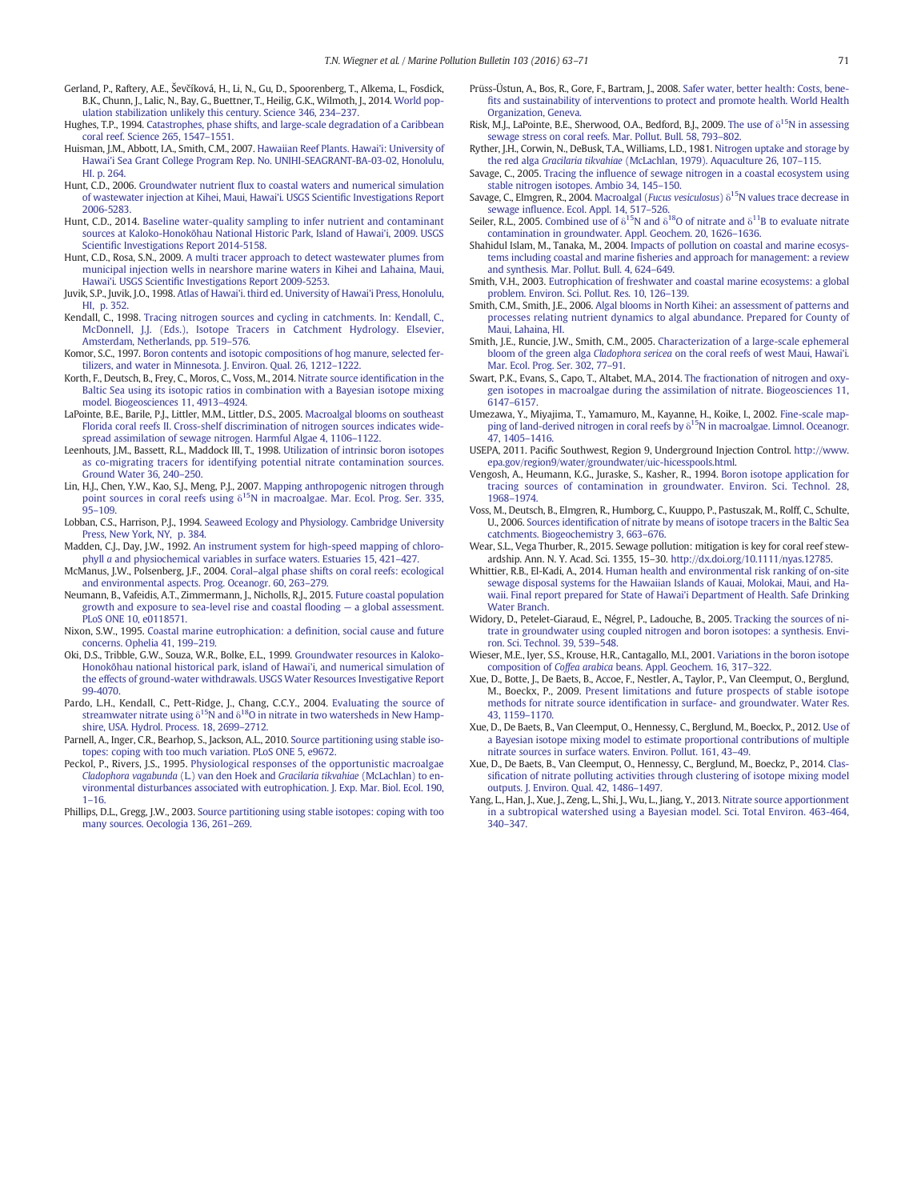Gerland, P., Raftery, A.E., Ševčíková, H., Li, N., Gu, D., Spoorenberg, T., Alkema, L., Fosdick, B.K., Chunn, J., Lalic, N., Bay, G., Buettner, T., Heilig, G.K., Wilmoth, J., 2014. World population stabilization unlikely this century. Science 346, 234–237.

Hughes, T.P., 1994. Catastrophes, phase shifts, and large-scale degradation of a Caribbean coral reef. Science 265, 1547–1551.

Huisman, J.M., Abbott, I.A., Smith, C.M., 2007. Hawaiian Reef Plants. Hawai'i: University of Hawai'i Sea Grant College Program Rep. No. UNIHI-SEAGRANT-BA-03-02, Honolulu, HI. p. 264.

Hunt, C.D., 2006. Groundwater nutrient flux to coastal waters and numerical simulation of wastewater injection at Kihei, Maui, Hawai'i. USGS Scientific Investigations Report 2006-5283.

Hunt, C.D., 2014. Baseline water-quality sampling to infer nutrient and contaminant sources at Kaloko-Honokōhau National Historic Park, Island of Hawai'i, 2009. USGS Scientific Investigations Report 2014-5158.

Hunt, C.D., Rosa, S.N., 2009. A multi tracer approach to detect wastewater plumes from municipal injection wells in nearshore marine waters in Kihei and Lahaina, Maui, Hawai'i. USGS Scientific Investigations Report 2009-5253.

Juvik, S.P., Juvik, J.O., 1998. Atlas of Hawai'i. third ed. University of Hawai'i Press, Honolulu, HI, p. 352.

Kendall, C., 1998. Tracing nitrogen sources and cycling in catchments. In: Kendall, C., McDonnell, J.J. (Eds.), Isotope Tracers in Catchment Hydrology. Elsevier, Amsterdam, Netherlands, pp. 519–576.

Komor, S.C., 1997. Boron contents and isotopic compositions of hog manure, selected fertilizers, and water in Minnesota. J. Environ. Qual. 26, 1212–1222.

Korth, F., Deutsch, B., Frey, C., Moros, C., Voss, M., 2014. Nitrate source identification in the Baltic Sea using its isotopic ratios in combination with a Bayesian isotope mixing model. Biogeosciences 11, 4913–4924.

LaPointe, B.E., Barile, P.J., Littler, M.M., Littler, D.S., 2005. Macroalgal blooms on southeast Florida coral reefs II. Cross-shelf discrimination of nitrogen sources indicates widespread assimilation of sewage nitrogen. Harmful Algae 4, 1106–1122.

Leenhouts, J.M., Bassett, R.L., Maddock III, T., 1998. Utilization of intrinsic boron isotopes as co-migrating tracers for identifying potential nitrate contamination sources. Ground Water 36, 240–250.

Lin, H.J., Chen, Y.W., Kao, S.J., Meng, P.J., 2007. Mapping anthropogenic nitrogen through point sources in coral reefs using $\delta^{15}$N in macroalgae. Mar. Ecol. Prog. Ser. 335, 95–109.

Lobban, C.S., Harrison, P.J., 1994. Seaweed Ecology and Physiology. Cambridge University Press, New York, NY, p. 384.

Madden, C.J., Day, J.W., 1992. An instrument system for high-speed mapping of chlorophyll *a* and physiochemical variables in surface waters. Estuaries 15, 421–427.

McManus, J.W., Polsenberg, J.F., 2004. Coral–algal phase shifts on coral reefs: ecological and environmental aspects. Prog. Oceanogr. 60, 263–279.

Neumann, B., Vafeidis, A.T., Zimmermann, J., Nicholls, R.J., 2015. Future coastal population growth and exposure to sea-level rise and coastal flooding — a global assessment. PLoS ONE 10, e0118571.

Nixon, S.W., 1995. Coastal marine eutrophication: a definition, social cause and future concerns. Ophelia 41, 199–219.

Oki, D.S., Tribble, G.W., Souza, W.R., Bolke, E.L., 1999. Groundwater resources in Kaloko-Honokōhau national historical park, island of Hawai'i, and numerical simulation of the effects of ground-water withdrawals. USGS Water Resources Investigative Report 99-4070.

Pardo, L.H., Kendall, C., Pett-Ridge, J., Chang, C.C.Y., 2004. Evaluating the source of streamwater nitrate using $\delta^{15}$N and $\delta^{18}$O in nitrate in two watersheds in New Hampshire, USA. Hydrol. Process. 18, 2699–2712.

Parnell, A., Inger, C.R., Bearhop, S., Jackson, A.L., 2010. Source partitioning using stable isotopes: coping with too much variation. PLoS ONE 5, e9672.

Peckol, P., Rivers, J.S., 1995. Physiological responses of the opportunistic macroalgae *Cladophora vagabunda* (L.) van den Hoek and *Gracilaria tikvahiae* (McLachlan) to environmental disturbances associated with eutrophication. J. Exp. Mar. Biol. Ecol. 190, 1–16.

Phillips, D.L., Gregg, J.W., 2003. Source partitioning using stable isotopes: coping with too many sources. Oecologia 136, 261–269.

Prüss-Üstun, A., Bos, R., Gore, F., Bartram, J., 2008. Safer water, better health: Costs, benefits and sustainability of interventions to protect and promote health. World Health Organization, Geneva.

Risk, M.J., LaPointe, B.E., Sherwood, O.A., Bedford, B.J., 2009. The use of $\delta^{15}$N in assessing sewage stress on coral reefs. Mar. Pollut. Bull. 58, 793–802.

Ryther, J.H., Corwin, N., DeBusk, T.A., Williams, L.D., 1981. Nitrogen uptake and storage by the red alga *Gracilaria tikvahiae* (McLachlan, 1979). Aquaculture 26, 107–115.

Savage, C., 2005. Tracing the influence of sewage nitrogen in a coastal ecosystem using stable nitrogen isotopes. Ambio 34, 145–150.

Savage, C., Elmgren, R., 2004. Macroalgal (*Fucus vesiculosus*) $\delta^{15}$N values trace decrease in sewage influence. Ecol. Appl. 14, 517–526.

Seiler, R.L., 2005. Combined use of $\delta^{15}$N and $\delta^{18}$O of nitrate and $\delta^{11}$B to evaluate nitrate contamination in groundwater. Appl. Geochem. 20, 1626–1636.

Shahidul Islam, M., Tanaka, M., 2004. Impacts of pollution on coastal and marine ecosystems including coastal and marine fisheries and approach for management: a review and synthesis. Mar. Pollut. Bull. 4, 624–649.

Smith, V.H., 2003. Eutrophication of freshwater and coastal marine ecosystems: a global problem. Environ. Sci. Pollut. Res. 10, 126–139.

Smith, C.M., Smith, J.E., 2006. Algal blooms in North Kihei: an assessment of patterns and processes relating nutrient dynamics to algal abundance. Prepared for County of Maui, Lahaina, HI.

Smith, J.E., Runcie, J.W., Smith, C.M., 2005. Characterization of a large-scale ephemeral bloom of the green alga *Cladophora sericea* on the coral reefs of west Maui, Hawai'i. Mar. Ecol. Prog. Ser. 302, 77–91.

Swart, P.K., Evans, S., Capo, T., Altabet, M.A., 2014. The fractionation of nitrogen and oxygen isotopes in macroalgae during the assimilation of nitrate. Biogeosciences 11, 6147–6157.

Umezawa, Y., Miyajima, T., Yamamuro, M., Kayanne, H., Koike, I., 2002. Fine-scale mapping of land-derived nitrogen in coral reefs by $\delta^{15}$N in macroalgae. Limnol. Oceanogr. 47, 1405–1416.

USEPA, 2011. Pacific Southwest, Region 9, Underground Injection Control. http://www.epa.gov/region9/water/groundwater/uic-hicesspools.html.

Vengosh, A., Heumann, K.G., Juraske, S., Kasher, R., 1994. Boron isotope application for tracing sources of contamination in groundwater. Environ. Sci. Technol. 28, 1968–1974.

Voss, M., Deutsch, B., Elmgren, R., Humborg, C., Kuuppo, P., Pastuszak, M., Rolff, C., Schulte, U., 2006. Sources identification of nitrate by means of isotope tracers in the Baltic Sea catchments. Biogeochemistry 3, 663–676.

Wear, S.L., Vega Thurber, R., 2015. Sewage pollution: mitigation is key for coral reef stewardship. Ann. N. Y. Acad. Sci. 1355, 15–30. http://dx.doi.org/10.1111/nyas.12785.

Whittier, R.B., El-Kadi, A., 2014. Human health and environmental risk ranking of on-site sewage disposal systems for the Hawaiian Islands of Kauai, Molokai, Maui, and Hawaii. Final report prepared for State of Hawai'i Department of Health. Safe Drinking Water Branch.

Widory, D., Petelet-Giaraud, E., Négrel, P., Ladouche, B., 2005. Tracking the sources of nitrate in groundwater using coupled nitrogen and boron isotopes: a synthesis. Environ. Sci. Technol. 39, 539–548.

Wieser, M.E., Iyer, S.S., Krouse, H.R., Cantagallo, M.I., 2001. Variations in the boron isotope composition of *Coffea arabica* beans. Appl. Geochem. 16, 317–322.

Xue, D., Botte, J., De Baets, B., Accoe, F., Nestler, A., Taylor, P., Van Cleemput, O., Berglund, M., Boeckx, P., 2009. Present limitations and future prospects of stable isotope methods for nitrate source identification in surface- and groundwater. Water Res. 43, 1159–1170.

Xue, D., De Baets, B., Van Cleemput, O., Hennessy, C., Berglund, M., Boeckx, P., 2012. Use of a Bayesian isotope mixing model to estimate proportional contributions of multiple nitrate sources in surface waters. Environ. Pollut. 161, 43–49.

Xue, D., De Baets, B., Van Cleemput, O., Hennessy, C., Berglund, M., Boeckz, P., 2014. Classification of nitrate polluting activities through clustering of isotope mixing model outputs. J. Environ. Qual. 42, 1486–1497.

Yang, L., Han, J., Xue, J., Zeng, L., Shi, J., Wu, L., Jiang, Y., 2013. Nitrate source apportionment in a subtropical watershed using a Bayesian model. Sci. Total Environ. 463-464, 340–347.